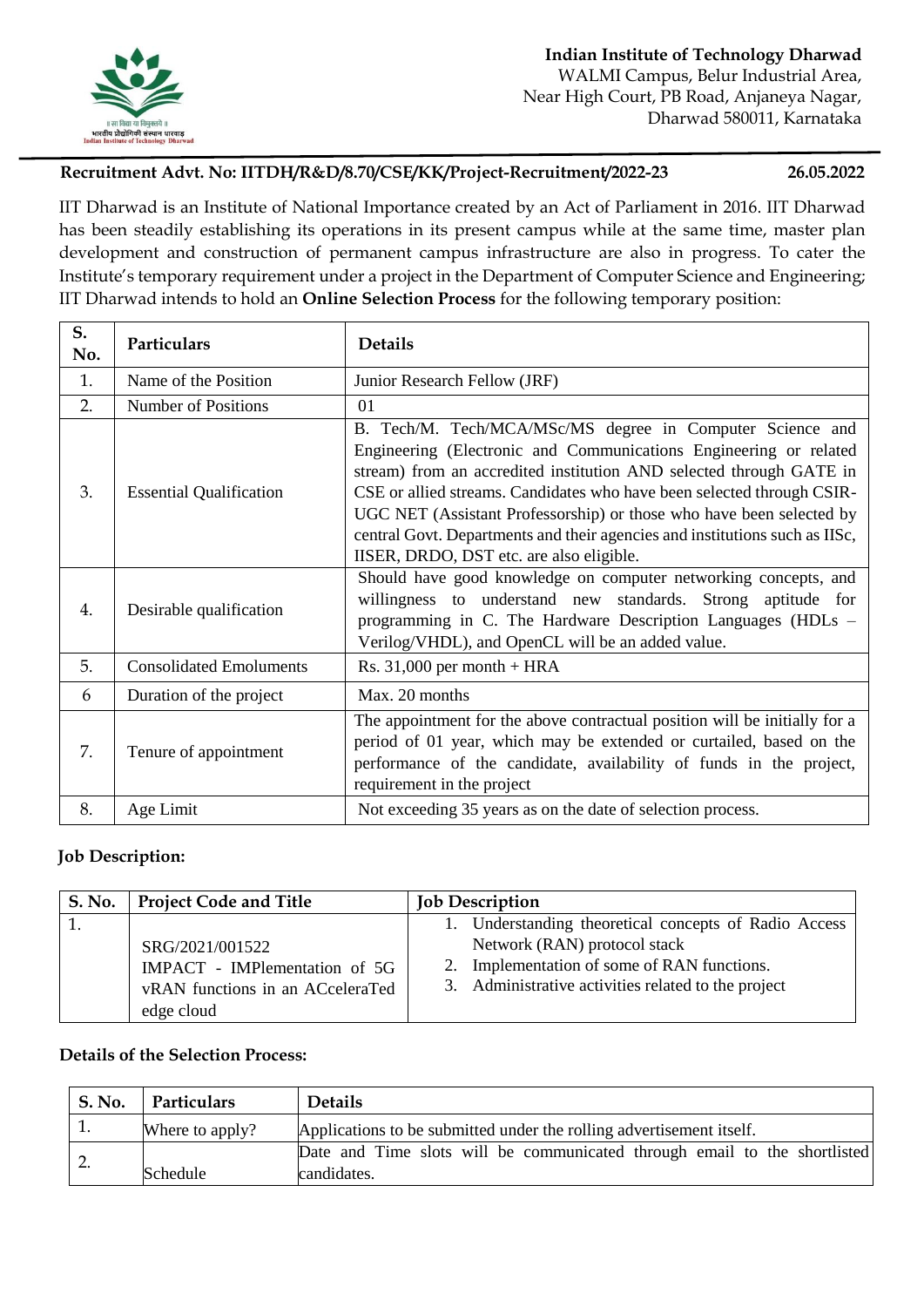**Indian Institute of Technology Dharwad**
WALMI Campus, Belur Industrial Area,
Near High Court, PB Road, Anjaneya Nagar,
Dharwad 580011, Karnataka

**Recruitment Advt. No: IITDH/R&D/8.70/CSE/KK/Project-Recruitment/2022-23** **26.05.2022**

IIT Dharwad is an Institute of National Importance created by an Act of Parliament in 2016. IIT Dharwad has been steadily establishing its operations in its present campus while at the same time, master plan development and construction of permanent campus infrastructure are also in progress. To cater the Institute's temporary requirement under a project in the Department of Computer Science and Engineering; IIT Dharwad intends to hold an **Online Selection Process** for the following temporary position:

| S. No. | Particulars | Details |
|---|---|---|
| 1. | Name of the Position | Junior Research Fellow (JRF) |
| 2. | Number of Positions | 01 |
| 3. | Essential Qualification | B. Tech/M. Tech/MCA/MSc/MS degree in Computer Science and Engineering (Electronic and Communications Engineering or related stream) from an accredited institution AND selected through GATE in CSE or allied streams. Candidates who have been selected through CSIR-UGC NET (Assistant Professorship) or those who have been selected by central Govt. Departments and their agencies and institutions such as IISc, IISER, DRDO, DST etc. are also eligible. |
| 4. | Desirable qualification | Should have good knowledge on computer networking concepts, and willingness to understand new standards. Strong aptitude for programming in C. The Hardware Description Languages (HDLs – Verilog/VHDL), and OpenCL will be an added value. |
| 5. | Consolidated Emoluments | Rs. 31,000 per month + HRA |
| 6 | Duration of the project | Max. 20 months |
| 7. | Tenure of appointment | The appointment for the above contractual position will be initially for a period of 01 year, which may be extended or curtailed, based on the performance of the candidate, availability of funds in the project, requirement in the project |
| 8. | Age Limit | Not exceeding 35 years as on the date of selection process. |

**Job Description:**

| S. No. | Project Code and Title | Job Description |
|---|---|---|
| 1. | SRG/2021/001522 IMPACT - IMPlementation of 5G vRAN functions in an ACceleraTed edge cloud | 1. Understanding theoretical concepts of Radio Access Network (RAN) protocol stack<br>2. Implementation of some of RAN functions.<br>3. Administrative activities related to the project |

**Details of the Selection Process:**

| S. No. | Particulars | Details |
|---|---|---|
| 1. | Where to apply? | Applications to be submitted under the rolling advertisement itself. |
| 2. | Schedule | Date and Time slots will be communicated through email to the shortlisted candidates. |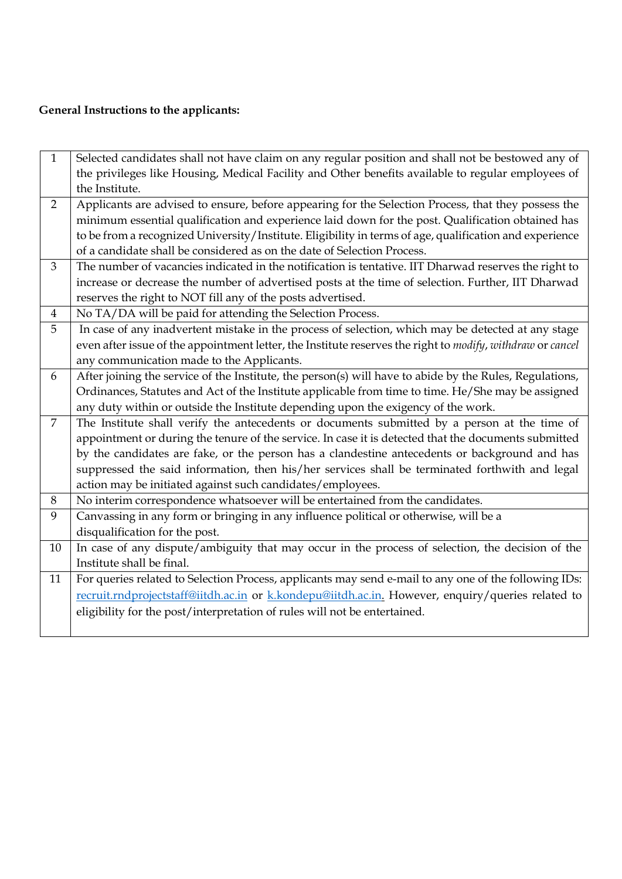**General Instructions to the applicants:**

| | |
|---|---|
| 1 | Selected candidates shall not have claim on any regular position and shall not be bestowed any of the privileges like Housing, Medical Facility and Other benefits available to regular employees of the Institute. |
| 2 | Applicants are advised to ensure, before appearing for the Selection Process, that they possess the minimum essential qualification and experience laid down for the post. Qualification obtained has to be from a recognized University/Institute. Eligibility in terms of age, qualification and experience of a candidate shall be considered as on the date of Selection Process. |
| 3 | The number of vacancies indicated in the notification is tentative. IIT Dharwad reserves the right to increase or decrease the number of advertised posts at the time of selection. Further, IIT Dharwad reserves the right to NOT fill any of the posts advertised. |
| 4 | No TA/DA will be paid for attending the Selection Process. |
| 5 | In case of any inadvertent mistake in the process of selection, which may be detected at any stage even after issue of the appointment letter, the Institute reserves the right to *modify*, *withdraw* or *cancel* any communication made to the Applicants. |
| 6 | After joining the service of the Institute, the person(s) will have to abide by the Rules, Regulations, Ordinances, Statutes and Act of the Institute applicable from time to time. He/She may be assigned any duty within or outside the Institute depending upon the exigency of the work. |
| 7 | The Institute shall verify the antecedents or documents submitted by a person at the time of appointment or during the tenure of the service. In case it is detected that the documents submitted by the candidates are fake, or the person has a clandestine antecedents or background and has suppressed the said information, then his/her services shall be terminated forthwith and legal action may be initiated against such candidates/employees. |
| 8 | No interim correspondence whatsoever will be entertained from the candidates. |
| 9 | Canvassing in any form or bringing in any influence political or otherwise, will be a disqualification for the post. |
| 10 | In case of any dispute/ambiguity that may occur in the process of selection, the decision of the Institute shall be final. |
| 11 | For queries related to Selection Process, applicants may send e-mail to any one of the following IDs: recruit.rndprojectstaff@iitdh.ac.in or k.kondepu@iitdh.ac.in. However, enquiry/queries related to eligibility for the post/interpretation of rules will not be entertained. |